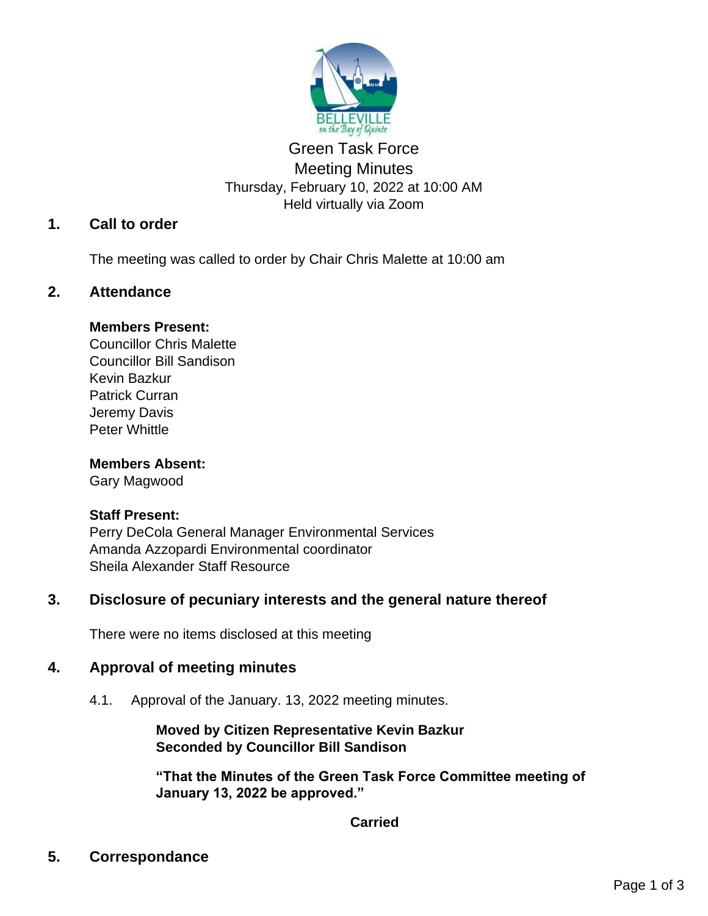# Green Task Force
## Meeting Minutes

Thursday, February 10, 2022 at 10:00 AM
Held virtually via Zoom

## 1. Call to order

The meeting was called to order by Chair Chris Malette at 10:00 am

## 2. Attendance

**Members Present:**
Councillor Chris Malette
Councillor Bill Sandison
Kevin Bazkur
Patrick Curran
Jeremy Davis
Peter Whittle

**Members Absent:**
Gary Magwood

**Staff Present:**
Perry DeCola General Manager Environmental Services
Amanda Azzopardi Environmental coordinator
Sheila Alexander Staff Resource

## 3. Disclosure of pecuniary interests and the general nature thereof

There were no items disclosed at this meeting

## 4. Approval of meeting minutes

4.1. Approval of the January. 13, 2022 meeting minutes.

**Moved by Citizen Representative Kevin Bazkur**
**Seconded by Councillor Bill Sandison**

**"That the Minutes of the Green Task Force Committee meeting of January 13, 2022 be approved."**

**Carried**

## 5. Correspondance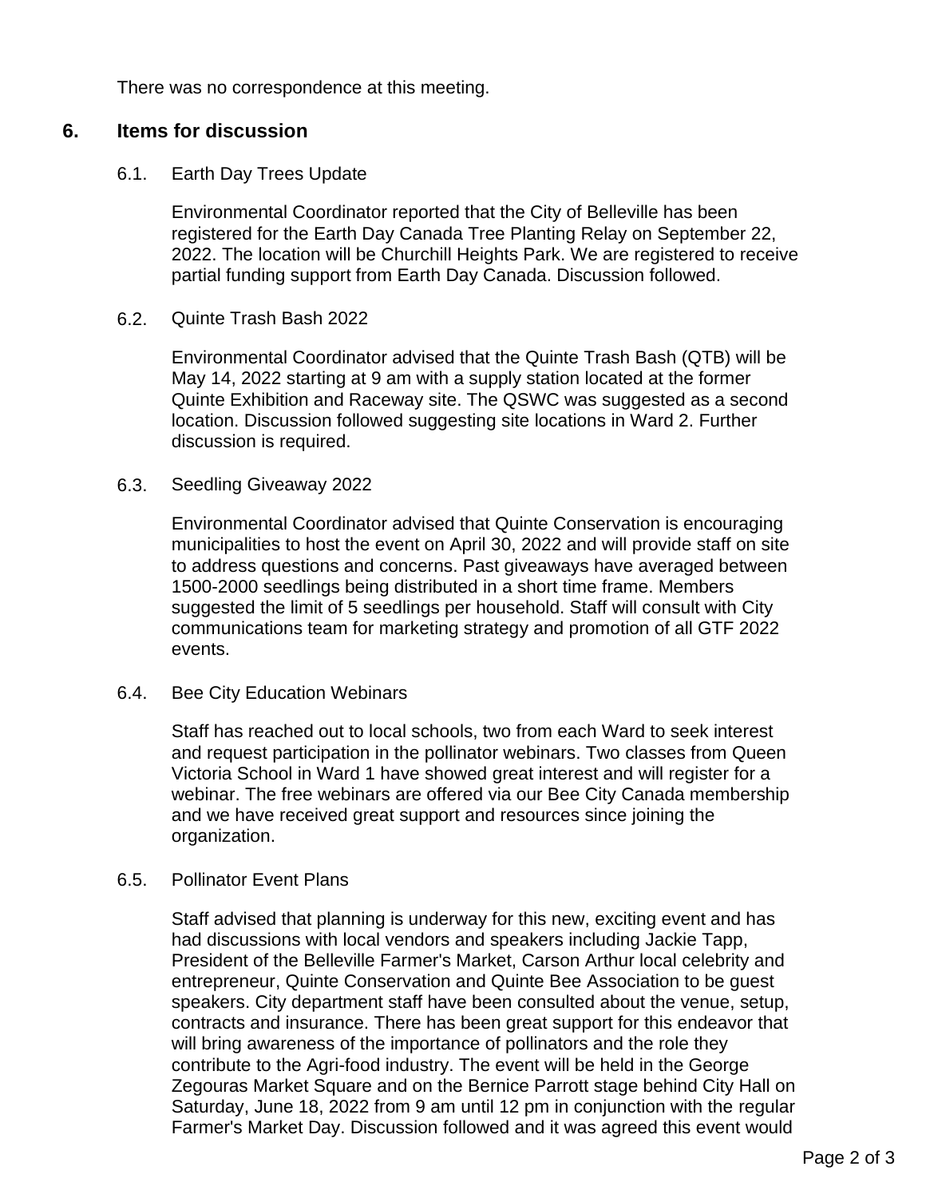There was no correspondence at this meeting.

## 6. Items for discussion

### 6.1. Earth Day Trees Update

Environmental Coordinator reported that the City of Belleville has been registered for the Earth Day Canada Tree Planting Relay on September 22, 2022. The location will be Churchill Heights Park. We are registered to receive partial funding support from Earth Day Canada. Discussion followed.

### 6.2. Quinte Trash Bash 2022

Environmental Coordinator advised that the Quinte Trash Bash (QTB) will be May 14, 2022 starting at 9 am with a supply station located at the former Quinte Exhibition and Raceway site. The QSWC was suggested as a second location. Discussion followed suggesting site locations in Ward 2. Further discussion is required.

### 6.3. Seedling Giveaway 2022

Environmental Coordinator advised that Quinte Conservation is encouraging municipalities to host the event on April 30, 2022 and will provide staff on site to address questions and concerns. Past giveaways have averaged between 1500-2000 seedlings being distributed in a short time frame. Members suggested the limit of 5 seedlings per household. Staff will consult with City communications team for marketing strategy and promotion of all GTF 2022 events.

### 6.4. Bee City Education Webinars

Staff has reached out to local schools, two from each Ward to seek interest and request participation in the pollinator webinars. Two classes from Queen Victoria School in Ward 1 have showed great interest and will register for a webinar. The free webinars are offered via our Bee City Canada membership and we have received great support and resources since joining the organization.

### 6.5. Pollinator Event Plans

Staff advised that planning is underway for this new, exciting event and has had discussions with local vendors and speakers including Jackie Tapp, President of the Belleville Farmer's Market, Carson Arthur local celebrity and entrepreneur, Quinte Conservation and Quinte Bee Association to be guest speakers. City department staff have been consulted about the venue, setup, contracts and insurance. There has been great support for this endeavor that will bring awareness of the importance of pollinators and the role they contribute to the Agri-food industry. The event will be held in the George Zegouras Market Square and on the Bernice Parrott stage behind City Hall on Saturday, June 18, 2022 from 9 am until 12 pm in conjunction with the regular Farmer's Market Day. Discussion followed and it was agreed this event would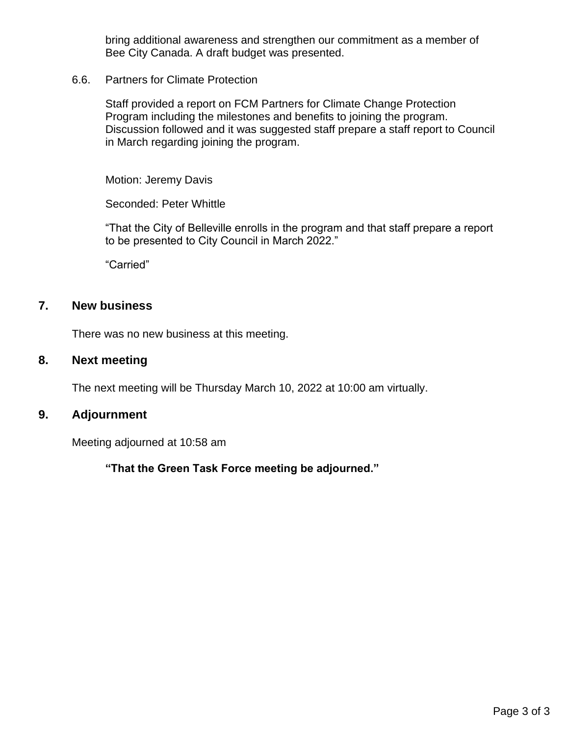bring additional awareness and strengthen our commitment as a member of Bee City Canada. A draft budget was presented.

6.6. Partners for Climate Protection

Staff provided a report on FCM Partners for Climate Change Protection Program including the milestones and benefits to joining the program. Discussion followed and it was suggested staff prepare a staff report to Council in March regarding joining the program.

Motion: Jeremy Davis

Seconded: Peter Whittle

“That the City of Belleville enrolls in the program and that staff prepare a report to be presented to City Council in March 2022.”

“Carried”

## 7. New business

There was no new business at this meeting.

## 8. Next meeting

The next meeting will be Thursday March 10, 2022 at 10:00 am virtually.

## 9. Adjournment

Meeting adjourned at 10:58 am

**“That the Green Task Force meeting be adjourned.”**